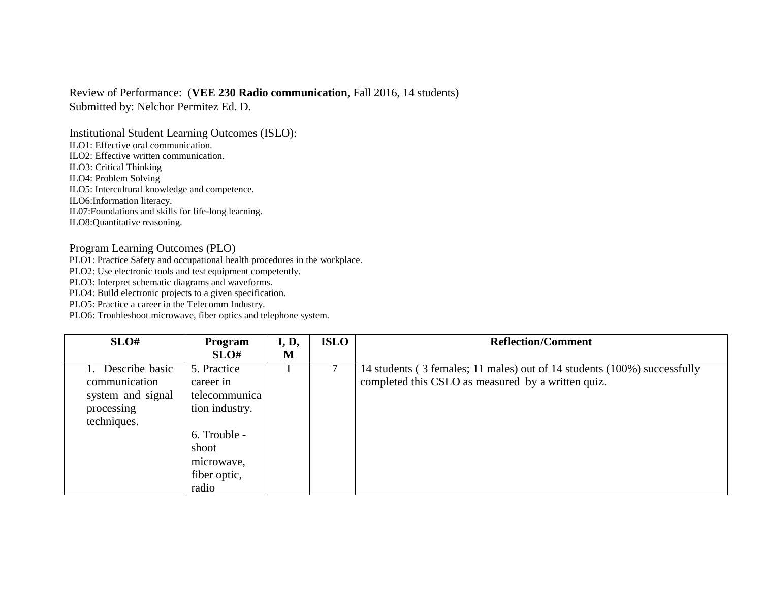Review of Performance: (**VEE 230 Radio communication**, Fall 2016, 14 students)
Submitted by: Nelchor Permitez Ed. D.

Institutional Student Learning Outcomes (ISLO):
ILO1: Effective oral communication.
ILO2: Effective written communication.
ILO3: Critical Thinking
ILO4: Problem Solving
ILO5: Intercultural knowledge and competence.
ILO6:Information literacy.
IL07:Foundations and skills for life-long learning.
ILO8:Quantitative reasoning.

Program Learning Outcomes (PLO)
PLO1: Practice Safety and occupational health procedures in the workplace.
PLO2: Use electronic tools and test equipment competently.
PLO3: Interpret schematic diagrams and waveforms.
PLO4: Build electronic projects to a given specification.
PLO5: Practice a career in the Telecomm Industry.
PLO6: Troubleshoot microwave, fiber optics and telephone system.

| SLO# | Program SLO# | I, D, M | ISLO | Reflection/Comment |
|---|---|---|---|---|
| 1. Describe basic communication system and signal processing techniques. | 5. Practice career in telecommunication industry.<br><br>6. Trouble - shoot microwave, fiber optic, radio | I | 7 | 14 students ( 3 females; 11 males) out of 14 students (100%) successfully completed this CSLO as measured by a written quiz. |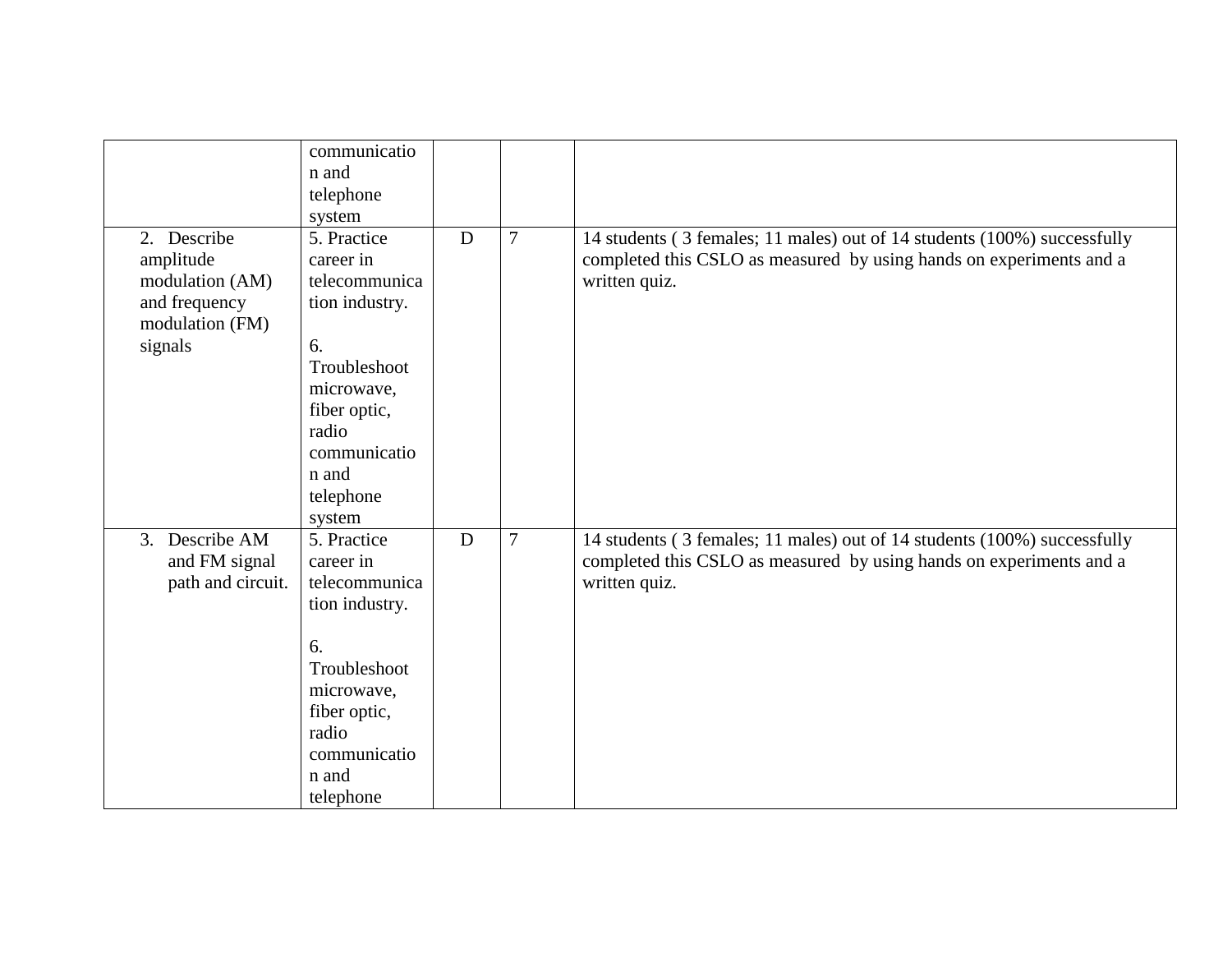| | | | | |
|---|---|---|---|---|
| | communication and telephone system | | | |
| 2. Describe amplitude modulation (AM) and frequency modulation (FM) signals | 5. Practice career in telecommunication industry.<br><br>6. Troubleshoot microwave, fiber optic, radio communication and telephone system | D | 7 | 14 students ( 3 females; 11 males) out of 14 students (100%) successfully completed this CSLO as measured by using hands on experiments and a written quiz. |
| 3. Describe AM and FM signal path and circuit. | 5. Practice career in telecommunication industry.<br><br>6. Troubleshoot microwave, fiber optic, radio communication and telephone | D | 7 | 14 students ( 3 females; 11 males) out of 14 students (100%) successfully completed this CSLO as measured by using hands on experiments and a written quiz. |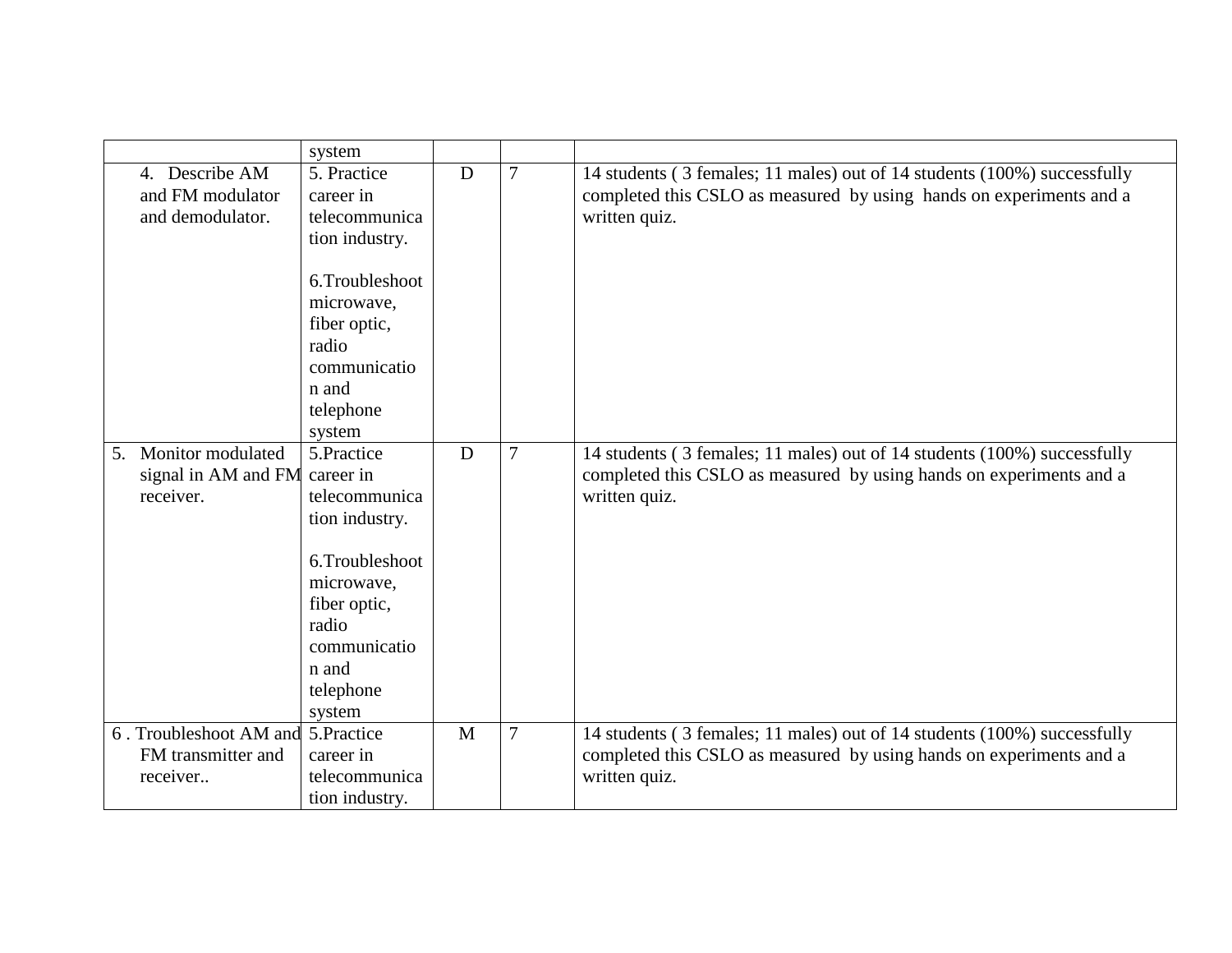| | | | | |
|---|---|---|---|---|
| | system | | | |
| 4. Describe AM and FM modulator and demodulator. | 5. Practice career in telecommunication industry.<br><br>6.Troubleshoot microwave, fiber optic, radio communication and telephone system | D | 7 | 14 students ( 3 females; 11 males) out of 14 students (100%) successfully completed this CSLO as measured by using hands on experiments and a written quiz. |
| 5. Monitor modulated signal in AM and FM receiver. | 5.Practice career in telecommunication industry.<br><br>6.Troubleshoot microwave, fiber optic, radio communication and telephone system | D | 7 | 14 students ( 3 females; 11 males) out of 14 students (100%) successfully completed this CSLO as measured by using hands on experiments and a written quiz. |
| 6 . Troubleshoot AM and FM transmitter and receiver.. | 5.Practice career in telecommunication industry. | M | 7 | 14 students ( 3 females; 11 males) out of 14 students (100%) successfully completed this CSLO as measured by using hands on experiments and a written quiz. |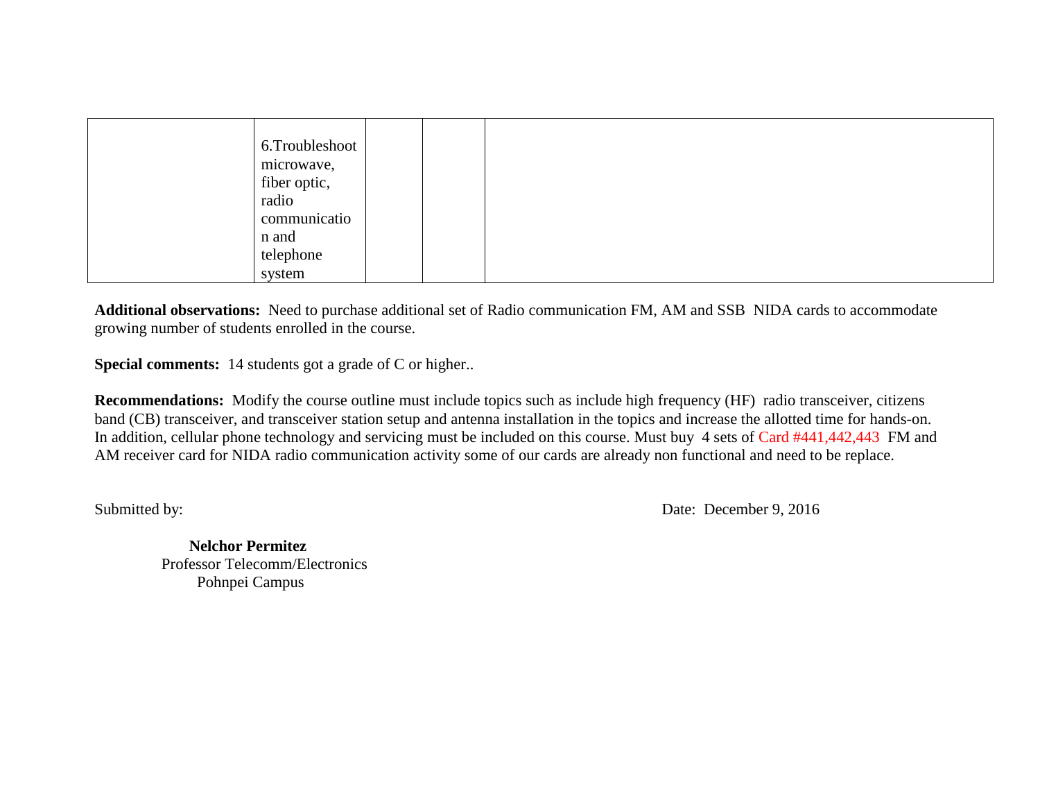| | | | | |
|---|---|---|---|---|
| | 6.Troubleshoot microwave, fiber optic, radio communication and telephone system | | | |

**Additional observations:** Need to purchase additional set of Radio communication FM, AM and SSB NIDA cards to accommodate growing number of students enrolled in the course.

**Special comments:** 14 students got a grade of C or higher..

**Recommendations:** Modify the course outline must include topics such as include high frequency (HF) radio transceiver, citizens band (CB) transceiver, and transceiver station setup and antenna installation in the topics and increase the allotted time for hands-on. In addition, cellular phone technology and servicing must be included on this course. Must buy 4 sets of Card #441,442,443 FM and AM receiver card for NIDA radio communication activity some of our cards are already non functional and need to be replace.

Submitted by:

Date: December 9, 2016

**Nelchor Permitez**
Professor Telecomm/Electronics
Pohnpei Campus